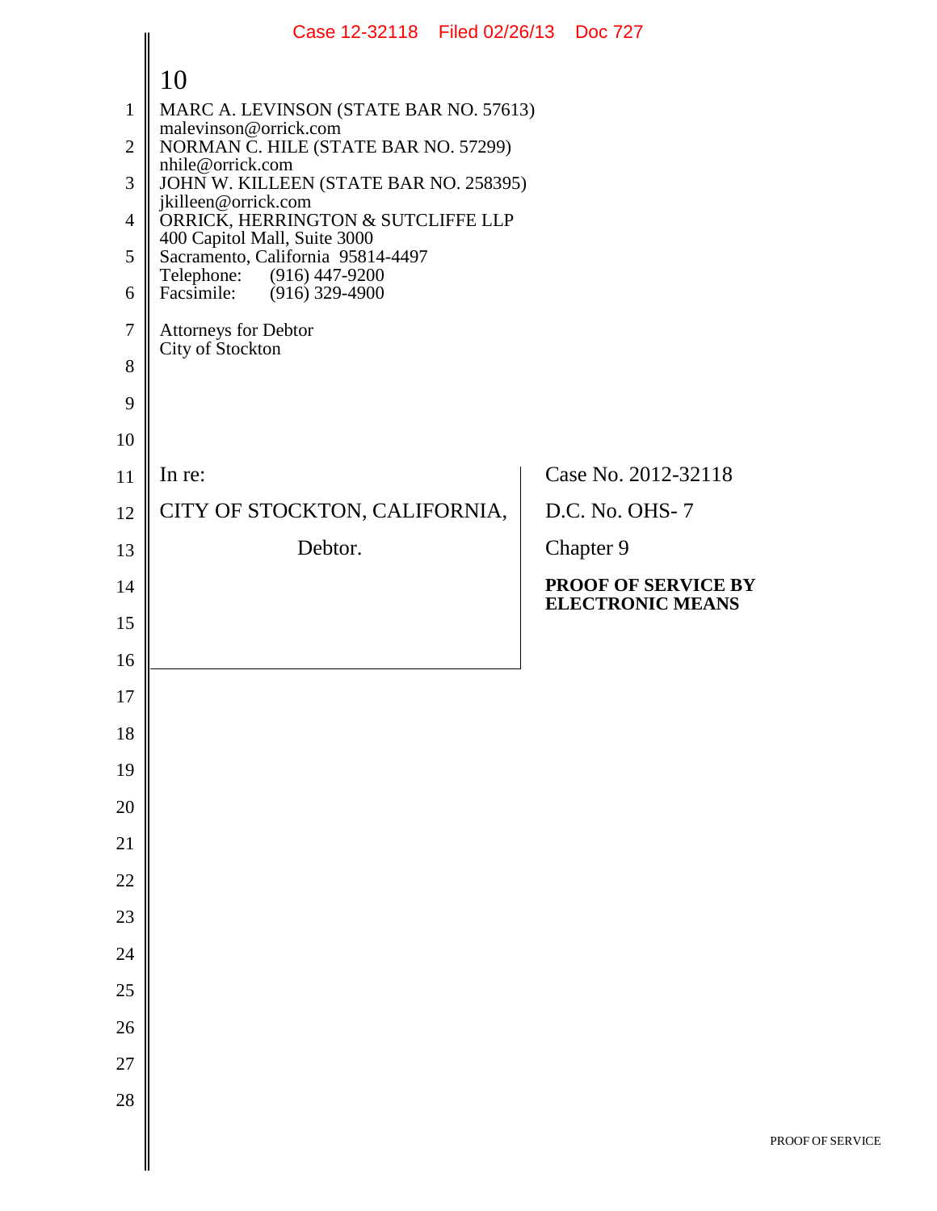10

MARC A. LEVINSON (STATE BAR NO. 57613)
malevinson@orrick.com
NORMAN C. HILE (STATE BAR NO. 57299)
nhile@orrick.com
JOHN W. KILLEEN (STATE BAR NO. 258395)
jkilleen@orrick.com
ORRICK, HERRINGTON & SUTCLIFFE LLP
400 Capitol Mall, Suite 3000
Sacramento, California 95814-4497
Telephone: (916) 447-9200
Facsimile: (916) 329-4900

Attorneys for Debtor
City of Stockton

| | |
|---|---|
| In re: | Case No. 2012-32118 |
| CITY OF STOCKTON, CALIFORNIA, | D.C. No. OHS- 7 |
| Debtor. | Chapter 9 |
| | **PROOF OF SERVICE BY ELECTRONIC MEANS** |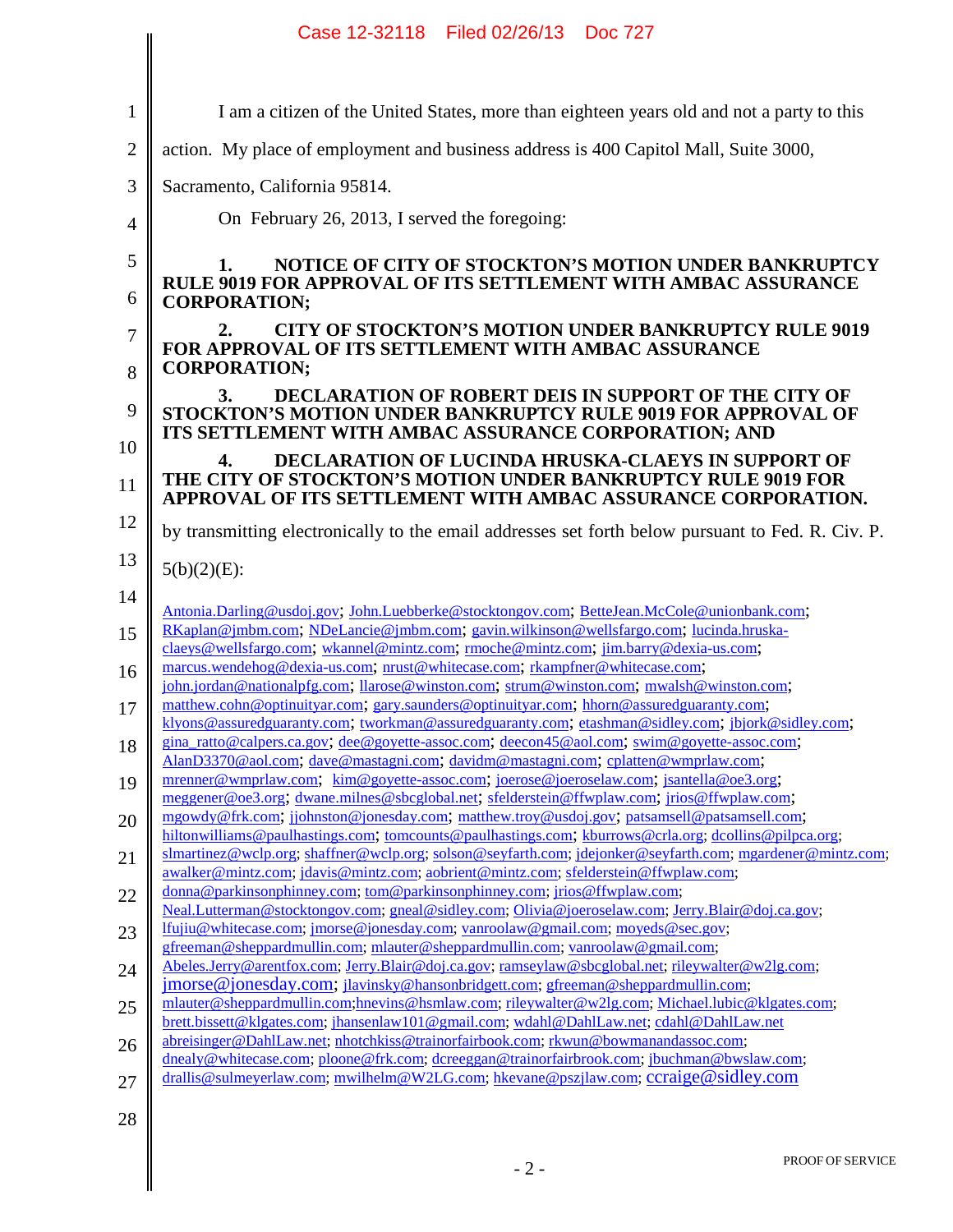I am a citizen of the United States, more than eighteen years old and not a party to this action. My place of employment and business address is 400 Capitol Mall, Suite 3000, Sacramento, California 95814.

On February 26, 2013, I served the foregoing:

**1. NOTICE OF CITY OF STOCKTON'S MOTION UNDER BANKRUPTCY RULE 9019 FOR APPROVAL OF ITS SETTLEMENT WITH AMBAC ASSURANCE CORPORATION;**

**2. CITY OF STOCKTON'S MOTION UNDER BANKRUPTCY RULE 9019 FOR APPROVAL OF ITS SETTLEMENT WITH AMBAC ASSURANCE CORPORATION;**

**3. DECLARATION OF ROBERT DEIS IN SUPPORT OF THE CITY OF STOCKTON'S MOTION UNDER BANKRUPTCY RULE 9019 FOR APPROVAL OF ITS SETTLEMENT WITH AMBAC ASSURANCE CORPORATION; AND**

**4. DECLARATION OF LUCINDA HRUSKA-CLAEYS IN SUPPORT OF THE CITY OF STOCKTON'S MOTION UNDER BANKRUPTCY RULE 9019 FOR APPROVAL OF ITS SETTLEMENT WITH AMBAC ASSURANCE CORPORATION.**

by transmitting electronically to the email addresses set forth below pursuant to Fed. R. Civ. P. 5(b)(2)(E):

Antonia.Darling@usdoj.gov; John.Luebberke@stocktongov.com; BetteJean.McCole@unionbank.com; RKaplan@jmbm.com; NDeLancie@jmbm.com; gavin.wilkinson@wellsfargo.com; lucinda.hruska-claeys@wellsfargo.com; wkannel@mintz.com; rmoche@mintz.com; jim.barry@dexia-us.com; marcus.wendehog@dexia-us.com; nrust@whitecase.com; rkampfner@whitecase.com; john.jordan@nationalpfg.com; llarose@winston.com; strum@winston.com; mwalsh@winston.com; matthew.cohn@optinuityar.com; gary.saunders@optinuityar.com; hhorn@assuredguaranty.com; klyons@assuredguaranty.com; tworkman@assuredguaranty.com; etashman@sidley.com; jbjork@sidley.com; gina_ratto@calpers.ca.gov; dee@goyette-assoc.com; deecon45@aol.com; swim@goyette-assoc.com; AlanD3370@aol.com; dave@mastagni.com; davidm@mastagni.com; cplatten@wmprlaw.com; mrenner@wmprlaw.com; kim@goyette-assoc.com; joerose@joeroselaw.com; jsantella@oe3.org; meggener@oe3.org; dwane.milnes@sbcglobal.net; sfelderstein@ffwplaw.com; jrios@ffwplaw.com; mgowdy@frk.com; jjohnston@jonesday.com; matthew.troy@usdoj.gov; patsamsell@patsamsell.com; hiltonwilliams@paulhastings.com; tomcounts@paulhastings.com; kburrows@crla.org; dcollins@pilpca.org; slmartinez@wclp.org; shaffner@wclp.org; solson@seyfarth.com; jdejonker@seyfarth.com; mgardener@mintz.com; awalker@mintz.com; jdavis@mintz.com; aobrient@mintz.com; sfelderstein@ffwplaw.com; donna@parkinsonphinney.com; tom@parkinsonphinney.com; jrios@ffwplaw.com; Neal.Lutterman@stocktongov.com; gneal@sidley.com; Olivia@joeroselaw.com; Jerry.Blair@doj.ca.gov; lfujiu@whitecase.com; jmorse@jonesday.com; vanroolaw@gmail.com; moyeds@sec.gov; gfreeman@sheppardmullin.com; mlauter@sheppardmullin.com; vanroolaw@gmail.com; Abeles.Jerry@arentfox.com; Jerry.Blair@doj.ca.gov; ramseylaw@sbcglobal.net; rileywalter@w2lg.com; jmorse@jonesday.com; jlavinsky@hansonbridgett.com; gfreeman@sheppardmullin.com; mlauter@sheppardmullin.com;hnevins@hsmlaw.com; rileywalter@w2lg.com; Michael.lubic@klgates.com; brett.bissett@klgates.com; jhansenlaw101@gmail.com; wdahl@DahlLaw.net; cdahl@DahlLaw.net abreisinger@DahlLaw.net; nhotchkiss@trainorfairbook.com; rkwun@bowmanandassoc.com; dnealy@whitecase.com; ploone@frk.com; dcreeggan@trainorfairbrook.com; jbuchman@bwslaw.com; drallis@sulmeyerlaw.com; mwilhelm@W2LG.com; hkevane@pszjlaw.com; ccraige@sidley.com

PROOF OF SERVICE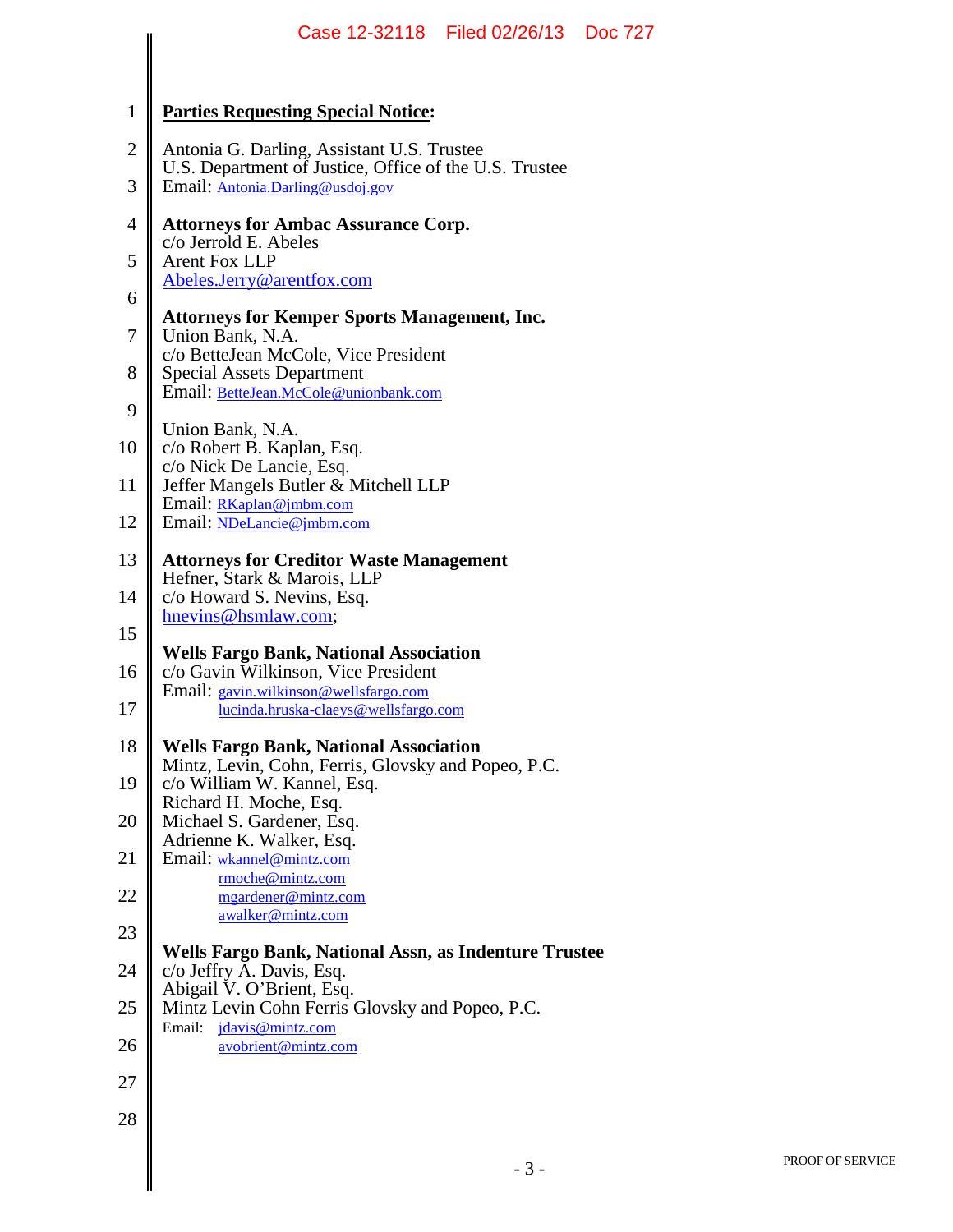**Parties Requesting Special Notice:**

Antonia G. Darling, Assistant U.S. Trustee
U.S. Department of Justice, Office of the U.S. Trustee
Email: Antonia.Darling@usdoj.gov

**Attorneys for Ambac Assurance Corp.**
c/o Jerrold E. Abeles
Arent Fox LLP
Abeles.Jerry@arentfox.com

**Attorneys for Kemper Sports Management, Inc.**
Union Bank, N.A.
c/o BetteJean McCole, Vice President
Special Assets Department
Email: BetteJean.McCole@unionbank.com

Union Bank, N.A.
c/o Robert B. Kaplan, Esq.
c/o Nick De Lancie, Esq.
Jeffer Mangels Butler & Mitchell LLP
Email: RKaplan@jmbm.com
Email: NDeLancie@jmbm.com

**Attorneys for Creditor Waste Management**
Hefner, Stark & Marois, LLP
c/o Howard S. Nevins, Esq.
hnevins@hsmlaw.com;

**Wells Fargo Bank, National Association**
c/o Gavin Wilkinson, Vice President
Email: gavin.wilkinson@wellsfargo.com
lucinda.hruska-claeys@wellsfargo.com

**Wells Fargo Bank, National Association**
Mintz, Levin, Cohn, Ferris, Glovsky and Popeo, P.C.
c/o William W. Kannel, Esq.
Richard H. Moche, Esq.
Michael S. Gardener, Esq.
Adrienne K. Walker, Esq.
Email: wkannel@mintz.com
rmoche@mintz.com
mgardener@mintz.com
awalker@mintz.com

**Wells Fargo Bank, National Assn, as Indenture Trustee**
c/o Jeffry A. Davis, Esq.
Abigail V. O'Brient, Esq.
Mintz Levin Cohn Ferris Glovsky and Popeo, P.C.
Email: jdavis@mintz.com
avobrient@mintz.com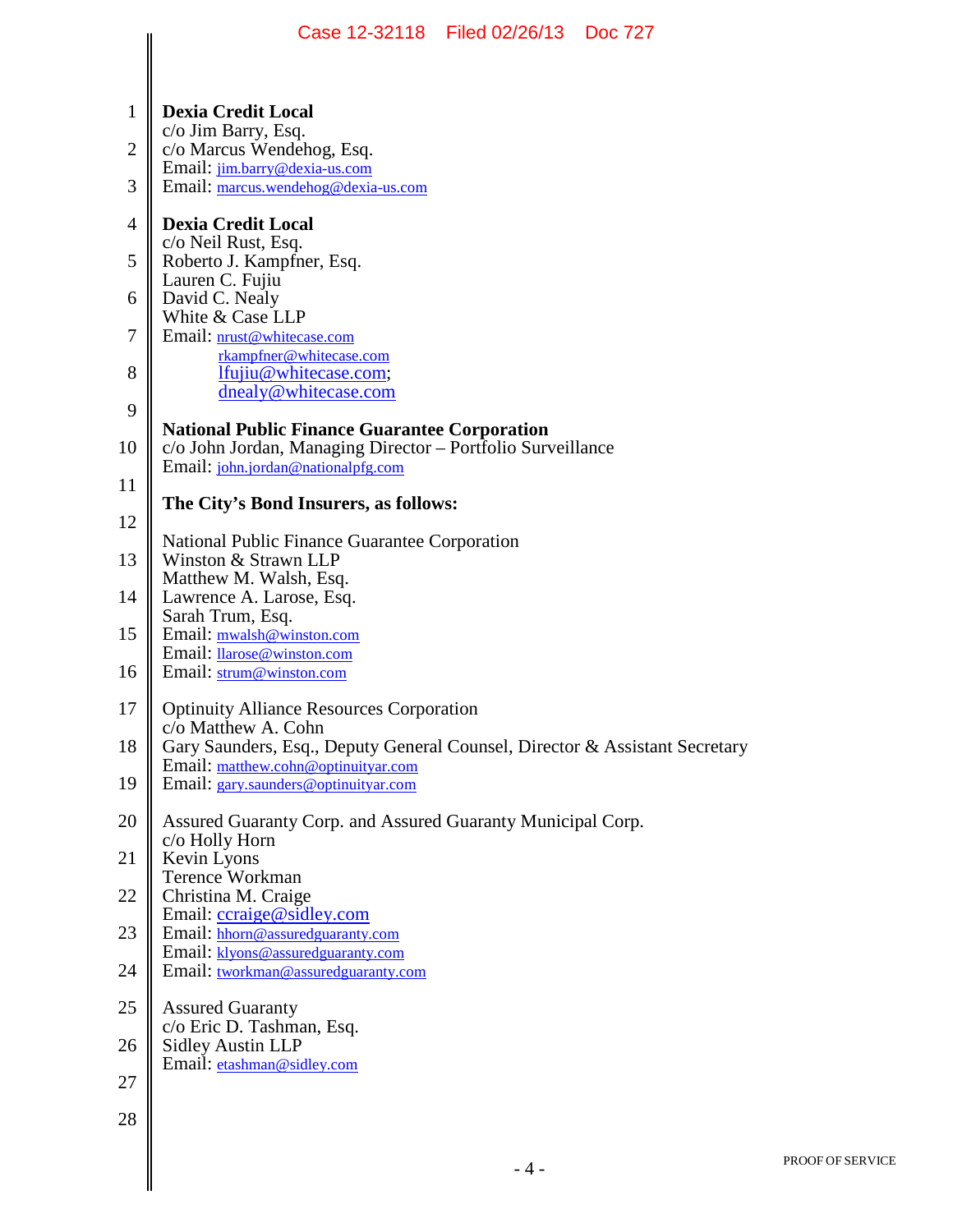**Dexia Credit Local**
c/o Jim Barry, Esq.
c/o Marcus Wendehog, Esq.
Email: jim.barry@dexia-us.com
Email: marcus.wendehog@dexia-us.com

**Dexia Credit Local**
c/o Neil Rust, Esq.
Roberto J. Kampfner, Esq.
Lauren C. Fujiu
David C. Nealy
White & Case LLP
Email: nrust@whitecase.com
rkampfner@whitecase.com
lfujiu@whitecase.com;
dnealy@whitecase.com

**National Public Finance Guarantee Corporation**
c/o John Jordan, Managing Director – Portfolio Surveillance
Email: john.jordan@nationalpfg.com

**The City's Bond Insurers, as follows:**

National Public Finance Guarantee Corporation
Winston & Strawn LLP
Matthew M. Walsh, Esq.
Lawrence A. Larose, Esq.
Sarah Trum, Esq.
Email: mwalsh@winston.com
Email: llarose@winston.com
Email: strum@winston.com

Optinuity Alliance Resources Corporation
c/o Matthew A. Cohn
Gary Saunders, Esq., Deputy General Counsel, Director & Assistant Secretary
Email: matthew.cohn@optinuityar.com
Email: gary.saunders@optinuityar.com

Assured Guaranty Corp. and Assured Guaranty Municipal Corp.
c/o Holly Horn
Kevin Lyons
Terence Workman
Christina M. Craige
Email: ccraige@sidley.com
Email: hhorn@assuredguaranty.com
Email: klyons@assuredguaranty.com
Email: tworkman@assuredguaranty.com

Assured Guaranty
c/o Eric D. Tashman, Esq.
Sidley Austin LLP
Email: etashman@sidley.com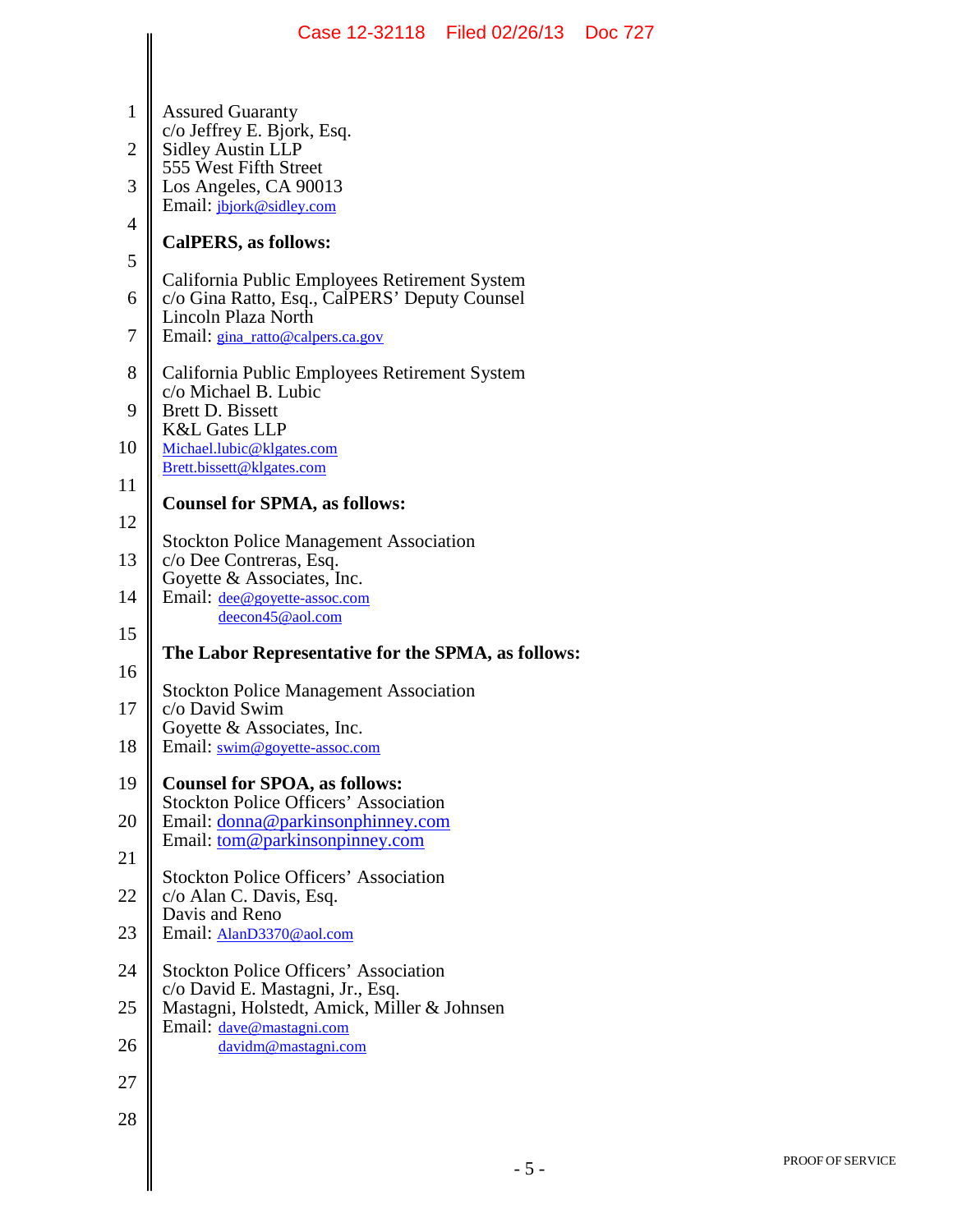Assured Guaranty
c/o Jeffrey E. Bjork, Esq.
Sidley Austin LLP
555 West Fifth Street
Los Angeles, CA 90013
Email: jbjork@sidley.com

**CalPERS, as follows:**

California Public Employees Retirement System
c/o Gina Ratto, Esq., CalPERS' Deputy Counsel
Lincoln Plaza North
Email: gina_ratto@calpers.ca.gov

California Public Employees Retirement System
c/o Michael B. Lubic
Brett D. Bissett
K&L Gates LLP
Michael.lubic@klgates.com
Brett.bissett@klgates.com

**Counsel for SPMA, as follows:**

Stockton Police Management Association
c/o Dee Contreras, Esq.
Goyette & Associates, Inc.
Email: dee@goyette-assoc.com
deecon45@aol.com

**The Labor Representative for the SPMA, as follows:**

Stockton Police Management Association
c/o David Swim
Goyette & Associates, Inc.
Email: swim@goyette-assoc.com

**Counsel for SPOA, as follows:**
Stockton Police Officers' Association
Email: donna@parkinsonphinney.com
Email: tom@parkinsonpinney.com

Stockton Police Officers' Association
c/o Alan C. Davis, Esq.
Davis and Reno
Email: AlanD3370@aol.com

Stockton Police Officers' Association
c/o David E. Mastagni, Jr., Esq.
Mastagni, Holstedt, Amick, Miller & Johnsen
Email: dave@mastagni.com
davidm@mastagni.com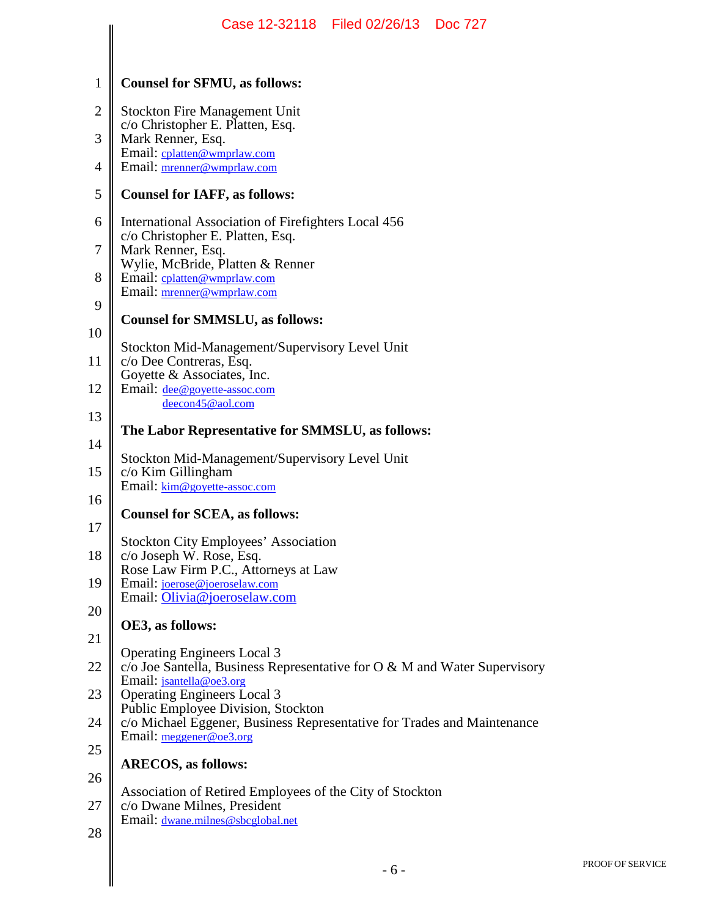**Counsel for SFMU, as follows:**

Stockton Fire Management Unit
c/o Christopher E. Platten, Esq.
Mark Renner, Esq.
Email: cplatten@wmprlaw.com
Email: mrenner@wmprlaw.com

**Counsel for IAFF, as follows:**

International Association of Firefighters Local 456
c/o Christopher E. Platten, Esq.
Mark Renner, Esq.
Wylie, McBride, Platten & Renner
Email: cplatten@wmprlaw.com
Email: mrenner@wmprlaw.com

**Counsel for SMMSLU, as follows:**

Stockton Mid-Management/Supervisory Level Unit
c/o Dee Contreras, Esq.
Goyette & Associates, Inc.
Email: dee@goyette-assoc.com
deecon45@aol.com

**The Labor Representative for SMMSLU, as follows:**

Stockton Mid-Management/Supervisory Level Unit
c/o Kim Gillingham
Email: kim@goyette-assoc.com

**Counsel for SCEA, as follows:**

Stockton City Employees' Association
c/o Joseph W. Rose, Esq.
Rose Law Firm P.C., Attorneys at Law
Email: joerose@joeroselaw.com
Email: Olivia@joeroselaw.com

**OE3, as follows:**

Operating Engineers Local 3
c/o Joe Santella, Business Representative for O & M and Water Supervisory
Email: jsantella@oe3.org
Operating Engineers Local 3
Public Employee Division, Stockton
c/o Michael Eggener, Business Representative for Trades and Maintenance
Email: meggener@oe3.org

**ARECOS, as follows:**

Association of Retired Employees of the City of Stockton
c/o Dwane Milnes, President
Email: dwane.milnes@sbcglobal.net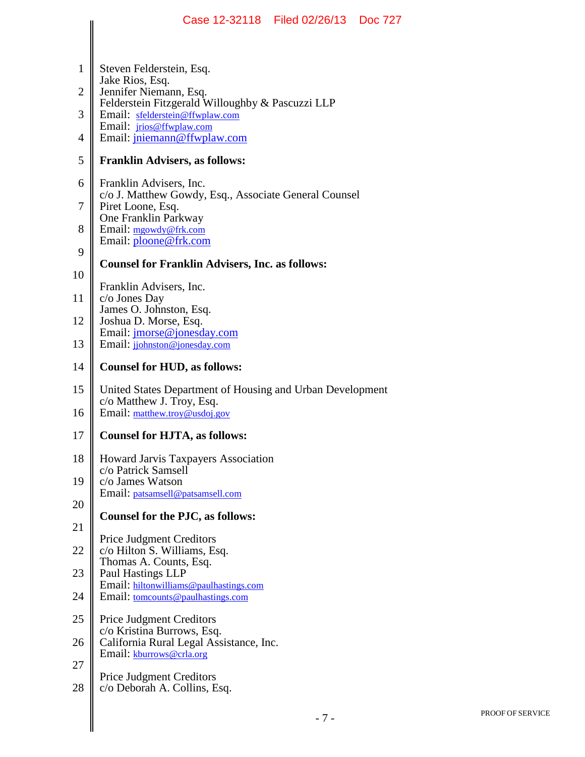Steven Felderstein, Esq.
Jake Rios, Esq.
Jennifer Niemann, Esq.
Felderstein Fitzgerald Willoughby & Pascuzzi LLP
Email: sfelderstein@ffwplaw.com
Email: jrios@ffwplaw.com
Email: jniemann@ffwplaw.com

**Franklin Advisers, as follows:**

Franklin Advisers, Inc.
c/o J. Matthew Gowdy, Esq., Associate General Counsel
Piret Loone, Esq.
One Franklin Parkway
Email: mgowdy@frk.com
Email: ploone@frk.com

**Counsel for Franklin Advisers, Inc. as follows:**

Franklin Advisers, Inc.
c/o Jones Day
James O. Johnston, Esq.
Joshua D. Morse, Esq.
Email: jmorse@jonesday.com
Email: jjohnston@jonesday.com

**Counsel for HUD, as follows:**

United States Department of Housing and Urban Development
c/o Matthew J. Troy, Esq.
Email: matthew.troy@usdoj.gov

**Counsel for HJTA, as follows:**

Howard Jarvis Taxpayers Association
c/o Patrick Samsell
c/o James Watson
Email: patsamsell@patsamsell.com

**Counsel for the PJC, as follows:**

Price Judgment Creditors
c/o Hilton S. Williams, Esq.
Thomas A. Counts, Esq.
Paul Hastings LLP
Email: hiltonwilliams@paulhastings.com
Email: tomcounts@paulhastings.com

Price Judgment Creditors
c/o Kristina Burrows, Esq.
California Rural Legal Assistance, Inc.
Email: kburrows@crla.org

Price Judgment Creditors
c/o Deborah A. Collins, Esq.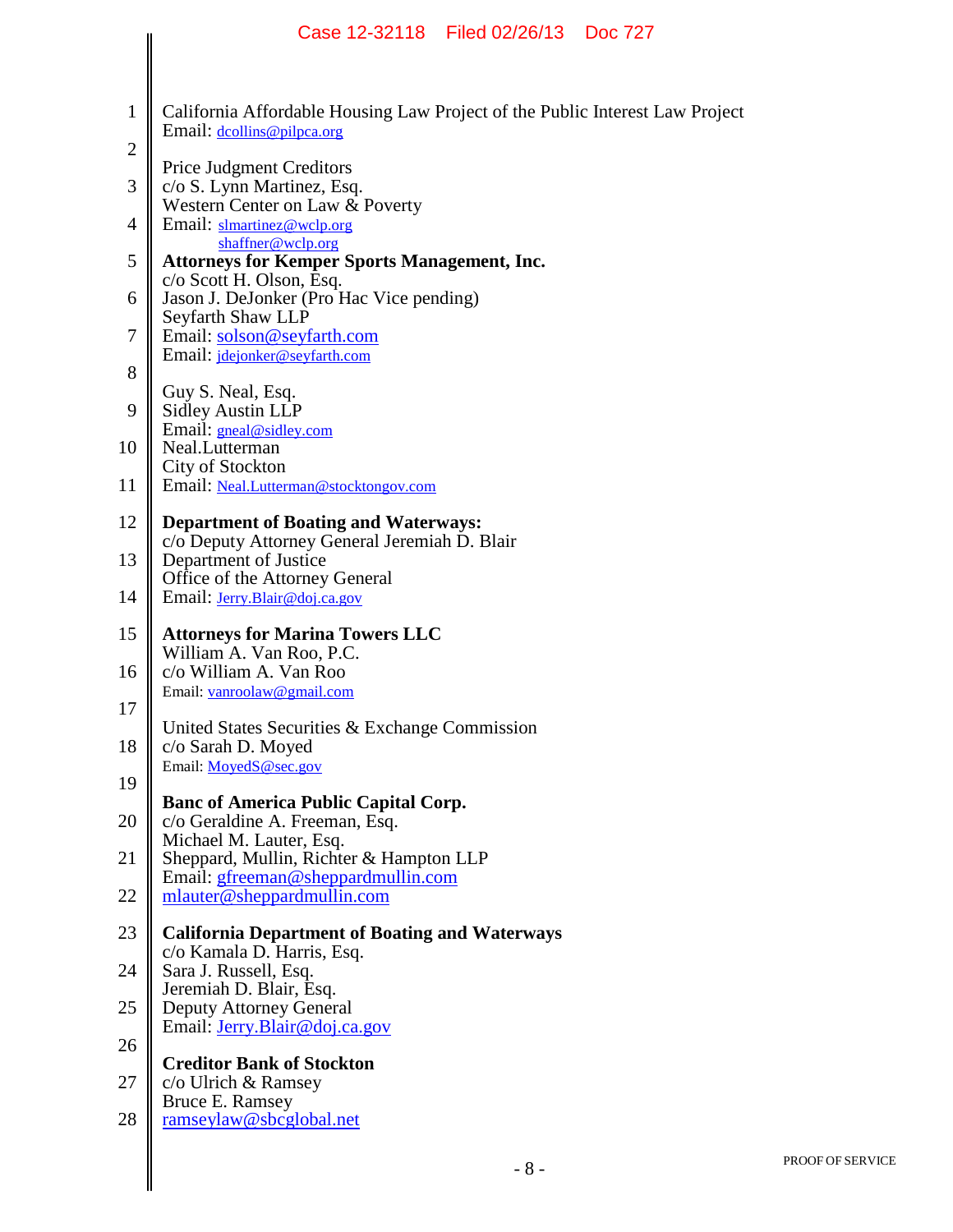California Affordable Housing Law Project of the Public Interest Law Project
Email: dcollins@pilpca.org

Price Judgment Creditors
c/o S. Lynn Martinez, Esq.
Western Center on Law & Poverty
Email: slmartinez@wclp.org
shaffner@wclp.org

**Attorneys for Kemper Sports Management, Inc.**
c/o Scott H. Olson, Esq.
Jason J. DeJonker (Pro Hac Vice pending)
Seyfarth Shaw LLP
Email: solson@seyfarth.com
Email: jdejonker@seyfarth.com

Guy S. Neal, Esq.
Sidley Austin LLP
Email: gneal@sidley.com
Neal.Lutterman
City of Stockton
Email: Neal.Lutterman@stocktongov.com

**Department of Boating and Waterways:**
c/o Deputy Attorney General Jeremiah D. Blair
Department of Justice
Office of the Attorney General
Email: Jerry.Blair@doj.ca.gov

**Attorneys for Marina Towers LLC**
William A. Van Roo, P.C.
c/o William A. Van Roo
Email: vanroolaw@gmail.com

United States Securities & Exchange Commission
c/o Sarah D. Moyed
Email: MoyedS@sec.gov

**Banc of America Public Capital Corp.**
c/o Geraldine A. Freeman, Esq.
Michael M. Lauter, Esq.
Sheppard, Mullin, Richter & Hampton LLP
Email: gfreeman@sheppardmullin.com
mlauter@sheppardmullin.com

**California Department of Boating and Waterways**
c/o Kamala D. Harris, Esq.
Sara J. Russell, Esq.
Jeremiah D. Blair, Esq.
Deputy Attorney General
Email: Jerry.Blair@doj.ca.gov

**Creditor Bank of Stockton**
c/o Ulrich & Ramsey
Bruce E. Ramsey
ramseylaw@sbcglobal.net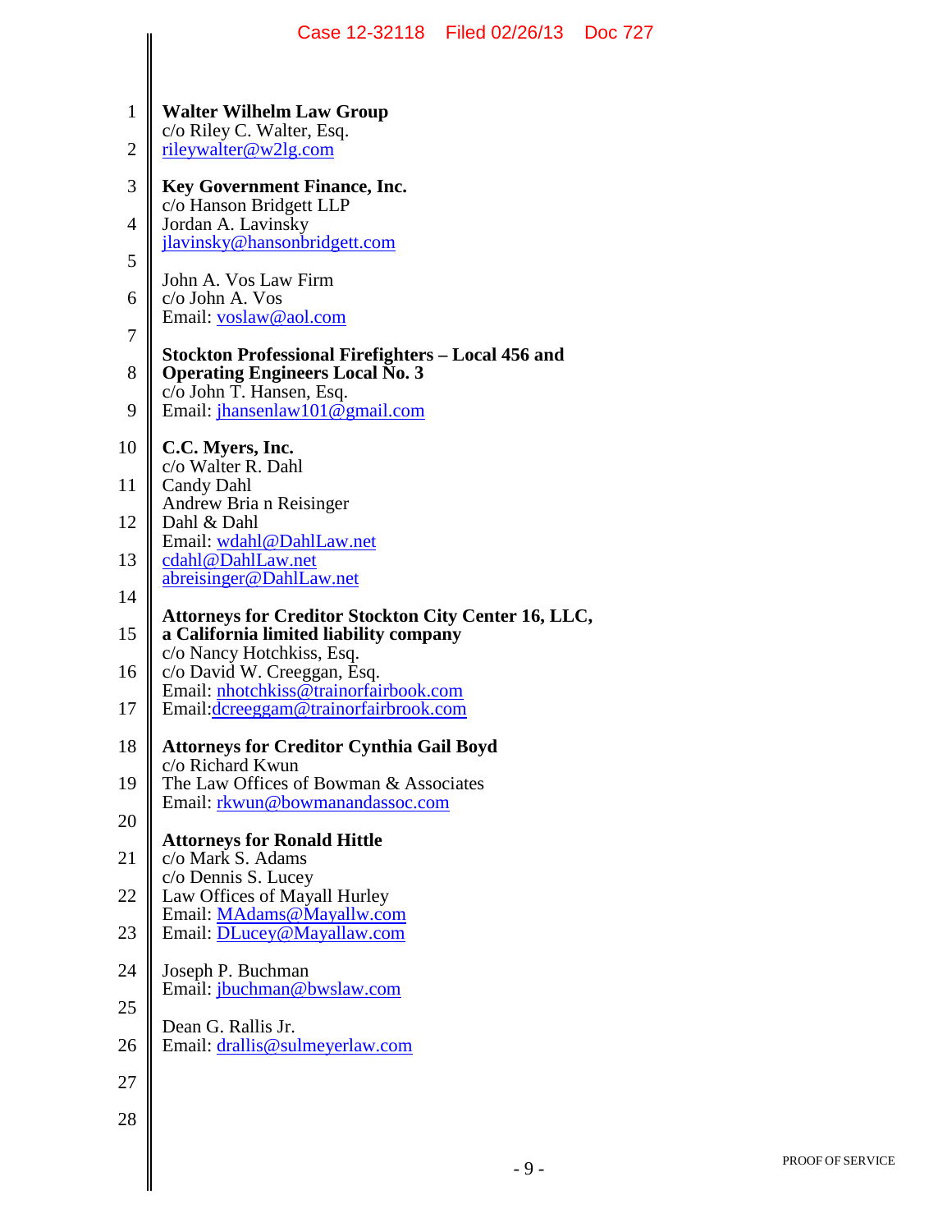**Walter Wilhelm Law Group**
c/o Riley C. Walter, Esq.
rileywalter@w2lg.com

**Key Government Finance, Inc.**
c/o Hanson Bridgett LLP
Jordan A. Lavinsky
jlavinsky@hansonbridgett.com

John A. Vos Law Firm
c/o John A. Vos
Email: voslaw@aol.com

**Stockton Professional Firefighters – Local 456 and Operating Engineers Local No. 3**
c/o John T. Hansen, Esq.
Email: jhansenlaw101@gmail.com

**C.C. Myers, Inc.**
c/o Walter R. Dahl
Candy Dahl
Andrew Bria n Reisinger
Dahl & Dahl
Email: wdahl@DahlLaw.net
cdahl@DahlLaw.net
abreisinger@DahlLaw.net

**Attorneys for Creditor Stockton City Center 16, LLC, a California limited liability company**
c/o Nancy Hotchkiss, Esq.
c/o David W. Creeggan, Esq.
Email: nhotchkiss@trainorfairbook.com
Email:dcreeggam@trainorfairbrook.com

**Attorneys for Creditor Cynthia Gail Boyd**
c/o Richard Kwun
The Law Offices of Bowman & Associates
Email: rkwun@bowmanandassoc.com

**Attorneys for Ronald Hittle**
c/o Mark S. Adams
c/o Dennis S. Lucey
Law Offices of Mayall Hurley
Email: MAdams@Mayallw.com
Email: DLucey@Mayallaw.com

Joseph P. Buchman
Email: jbuchman@bwslaw.com

Dean G. Rallis Jr.
Email: drallis@sulmeyerlaw.com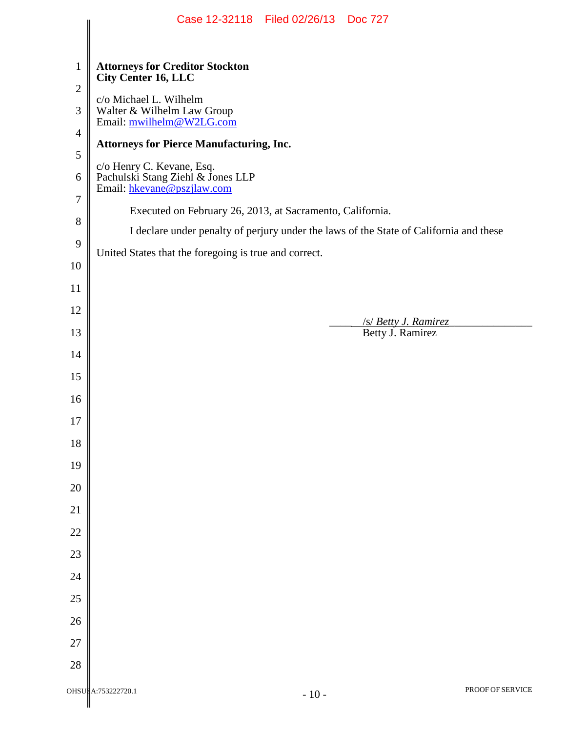**Attorneys for Creditor Stockton City Center 16, LLC**

c/o Michael L. Wilhelm
Walter & Wilhelm Law Group
Email: mwilhelm@W2LG.com

**Attorneys for Pierce Manufacturing, Inc.**

c/o Henry C. Kevane, Esq.
Pachulski Stang Ziehl & Jones LLP
Email: hkevane@pszjlaw.com

Executed on February 26, 2013, at Sacramento, California.

I declare under penalty of perjury under the laws of the State of California and these United States that the foregoing is true and correct.

/s/ *Betty J. Ramirez*
Betty J. Ramirez